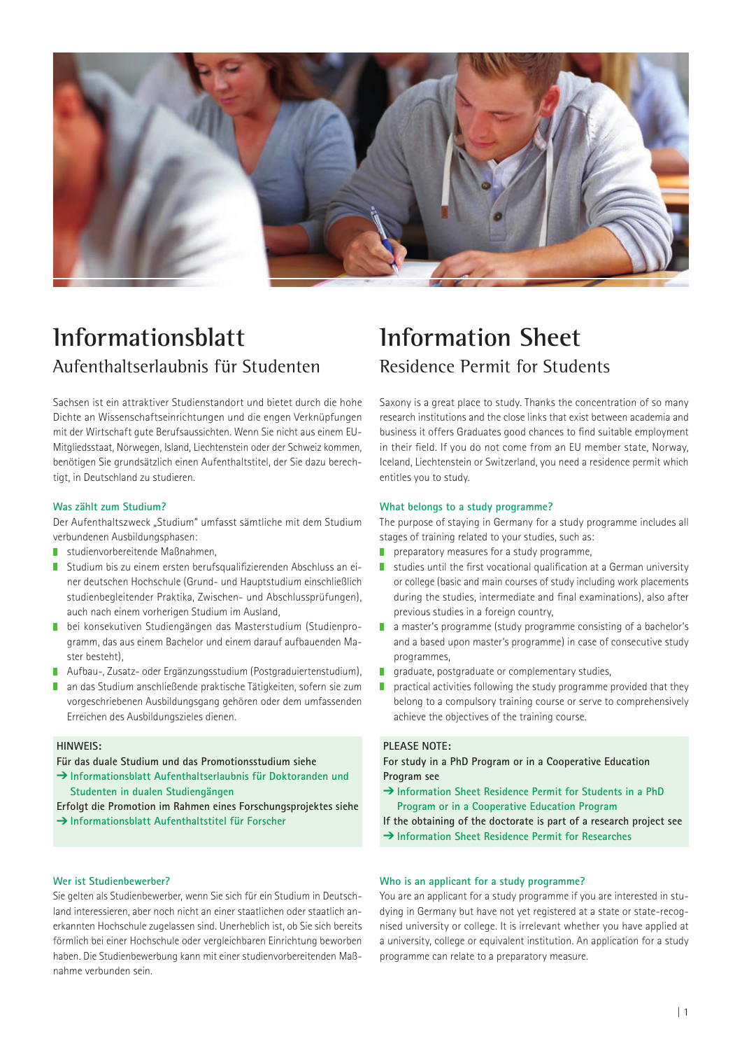# Informationsblatt

## Aufenthaltserlaubnis für Studenten

Sachsen ist ein attraktiver Studienstandort und bietet durch die hohe Dichte an Wissenschaftseinrichtungen und die engen Verknüpfungen mit der Wirtschaft gute Berufsaussichten. Wenn Sie nicht aus einem EU-Mitgliedsstaat, Norwegen, Island, Liechtenstein oder der Schweiz kommen, benötigen Sie grundsätzlich einen Aufenthaltstitel, der Sie dazu berechtigt, in Deutschland zu studieren.

### Was zählt zum Studium?

Der Aufenthaltszweck „Studium" umfasst sämtliche mit dem Studium verbundenen Ausbildungsphasen:

- studienvorbereitende Maßnahmen,
- Studium bis zu einem ersten berufsqualifizierenden Abschluss an einer deutschen Hochschule (Grund- und Hauptstudium einschließlich studienbegleitender Praktika, Zwischen- und Abschlussprüfungen), auch nach einem vorherigen Studium im Ausland,
- bei konsekutiven Studiengängen das Masterstudium (Studienprogramm, das aus einem Bachelor und einem darauf aufbauenden Master besteht),
- Aufbau-, Zusatz- oder Ergänzungsstudium (Postgraduiertenstudium),
- an das Studium anschließende praktische Tätigkeiten, sofern sie zum vorgeschriebenen Ausbildungsgang gehören oder dem umfassenden Erreichen des Ausbildungszieles dienen.

**HINWEIS:**

**Für das duale Studium und das Promotionsstudium siehe**
➔ Informationsblatt Aufenthaltserlaubnis für Doktoranden und Studenten in dualen Studiengängen

**Erfolgt die Promotion im Rahmen eines Forschungsprojektes siehe**
➔ Informationsblatt Aufenthaltstitel für Forscher

### Wer ist Studienbewerber?

Sie gelten als Studienbewerber, wenn Sie sich für ein Studium in Deutschland interessieren, aber noch nicht an einer staatlichen oder staatlich anerkannten Hochschule zugelassen sind. Unerheblich ist, ob Sie sich bereits förmlich bei einer Hochschule oder vergleichbaren Einrichtung beworben haben. Die Studienbewerbung kann mit einer studienvorbereitenden Maßnahme verbunden sein.

# Information Sheet

## Residence Permit for Students

Saxony is a great place to study. Thanks the concentration of so many research institutions and the close links that exist between academia and business it offers Graduates good chances to find suitable employment in their field. If you do not come from an EU member state, Norway, Iceland, Liechtenstein or Switzerland, you need a residence permit which entitles you to study.

### What belongs to a study programme?

The purpose of staying in Germany for a study programme includes all stages of training related to your studies, such as:

- preparatory measures for a study programme,
- studies until the first vocational qualification at a German university or college (basic and main courses of study including work placements during the studies, intermediate and final examinations), also after previous studies in a foreign country,
- a master's programme (study programme consisting of a bachelor's and a based upon master's programme) in case of consecutive study programmes,
- graduate, postgraduate or complementary studies,
- practical activities following the study programme provided that they belong to a compulsory training course or serve to comprehensively achieve the objectives of the training course.

**PLEASE NOTE:**

**For study in a PhD Program or in a Cooperative Education Program see**
➔ Information Sheet Residence Permit for Students in a PhD Program or in a Cooperative Education Program

**If the obtaining of the doctorate is part of a research project see**
➔ Information Sheet Residence Permit for Researches

### Who is an applicant for a study programme?

You are an applicant for a study programme if you are interested in studying in Germany but have not yet registered at a state or state-recognised university or college. It is irrelevant whether you have applied at a university, college or equivalent institution. An application for a study programme can relate to a preparatory measure.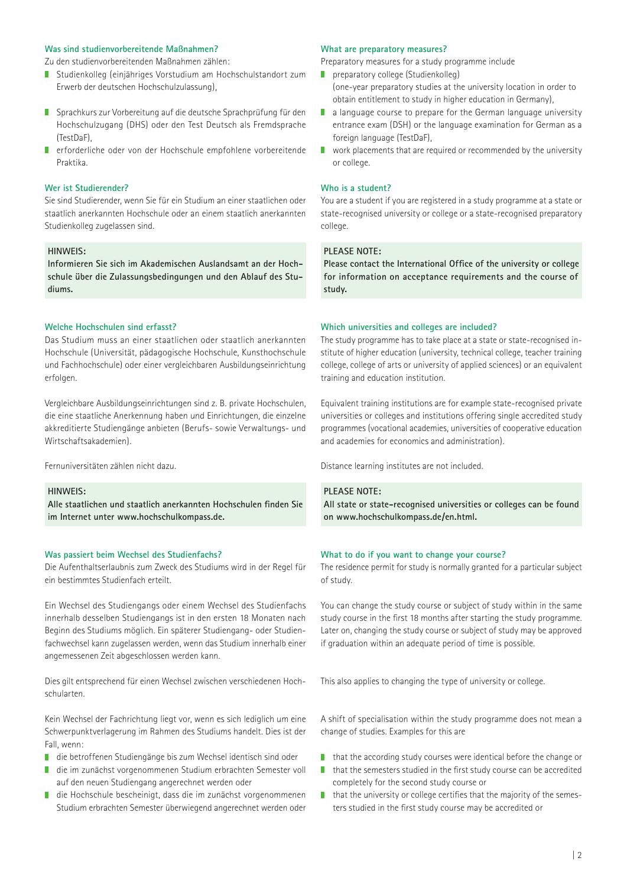### Was sind studienvorbereitende Maßnahmen?

Zu den studienvorbereitenden Maßnahmen zählen:

- Studienkolleg (einjähriges Vorstudium am Hochschulstandort zum Erwerb der deutschen Hochschulzulassung),
- Sprachkurs zur Vorbereitung auf die deutsche Sprachprüfung für den Hochschulzugang (DHS) oder den Test Deutsch als Fremdsprache (TestDaF),
- erforderliche oder von der Hochschule empfohlene vorbereitende Praktika.

### Wer ist Studierender?

Sie sind Studierender, wenn Sie für ein Studium an einer staatlichen oder staatlich anerkannten Hochschule oder an einem staatlich anerkannten Studienkolleg zugelassen sind.

**HINWEIS:**
**Informieren Sie sich im Akademischen Auslandsamt an der Hochschule über die Zulassungsbedingungen und den Ablauf des Studiums.**

### Welche Hochschulen sind erfasst?

Das Studium muss an einer staatlichen oder staatlich anerkannten Hochschule (Universität, pädagogische Hochschule, Kunsthochschule und Fachhochschule) oder einer vergleichbaren Ausbildungseinrichtung erfolgen.

Vergleichbare Ausbildungseinrichtungen sind z. B. private Hochschulen, die eine staatliche Anerkennung haben und Einrichtungen, die einzelne akkreditierte Studiengänge anbieten (Berufs- sowie Verwaltungs- und Wirtschaftsakademien).

Fernuniversitäten zählen nicht dazu.

**HINWEIS:**
**Alle staatlichen und staatlich anerkannten Hochschulen finden Sie im Internet unter www.hochschulkompass.de.**

### Was passiert beim Wechsel des Studienfachs?

Die Aufenthaltserlaubnis zum Zweck des Studiums wird in der Regel für ein bestimmtes Studienfach erteilt.

Ein Wechsel des Studiengangs oder einem Wechsel des Studienfachs innerhalb desselben Studiengangs ist in den ersten 18 Monaten nach Beginn des Studiums möglich. Ein späterer Studiengang- oder Studienfachwechsel kann zugelassen werden, wenn das Studium innerhalb einer angemessenen Zeit abgeschlossen werden kann.

Dies gilt entsprechend für einen Wechsel zwischen verschiedenen Hochschularten.

Kein Wechsel der Fachrichtung liegt vor, wenn es sich lediglich um eine Schwerpunktverlagerung im Rahmen des Studiums handelt. Dies ist der Fall, wenn:

- die betroffenen Studiengänge bis zum Wechsel identisch sind oder
- die im zunächst vorgenommenen Studium erbrachten Semester voll auf den neuen Studiengang angerechnet werden oder
- die Hochschule bescheinigt, dass die im zunächst vorgenommenen Studium erbrachten Semester überwiegend angerechnet werden oder

### What are preparatory measures?

Preparatory measures for a study programme include

- preparatory college (Studienkolleg) (one-year preparatory studies at the university location in order to obtain entitlement to study in higher education in Germany),
- a language course to prepare for the German language university entrance exam (DSH) or the language examination for German as a foreign language (TestDaF),
- work placements that are required or recommended by the university or college.

### Who is a student?

You are a student if you are registered in a study programme at a state or state-recognised university or college or a state-recognised preparatory college.

**PLEASE NOTE:**
**Please contact the International Office of the university or college for information on acceptance requirements and the course of study.**

### Which universities and colleges are included?

The study programme has to take place at a state or state-recognised institute of higher education (university, technical college, teacher training college, college of arts or university of applied sciences) or an equivalent training and education institution.

Equivalent training institutions are for example state-recognised private universities or colleges and institutions offering single accredited study programmes (vocational academies, universities of cooperative education and academies for economics and administration).

Distance learning institutes are not included.

**PLEASE NOTE:**
**All state or state-recognised universities or colleges can be found on www.hochschulkompass.de/en.html.**

### What to do if you want to change your course?

The residence permit for study is normally granted for a particular subject of study.

You can change the study course or subject of study within in the same study course in the first 18 months after starting the study programme. Later on, changing the study course or subject of study may be approved if graduation within an adequate period of time is possible.

This also applies to changing the type of university or college.

A shift of specialisation within the study programme does not mean a change of studies. Examples for this are

- that the according study courses were identical before the change or
- that the semesters studied in the first study course can be accredited completely for the second study course or
- that the university or college certifies that the majority of the semesters studied in the first study course may be accredited or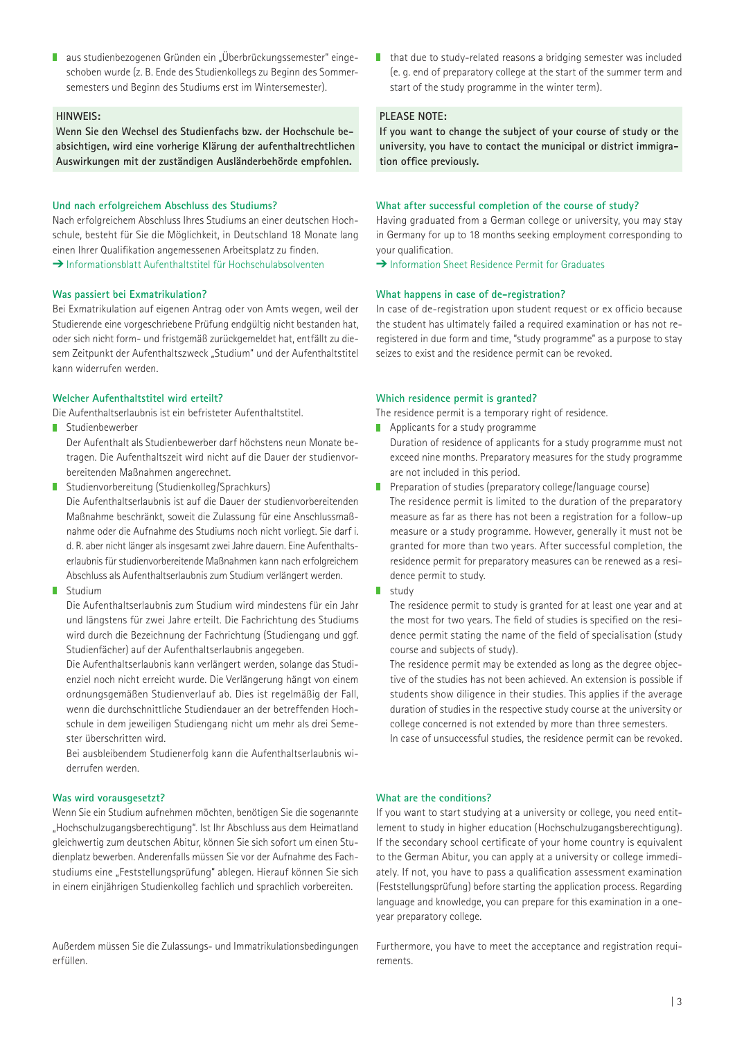- aus studienbezogenen Gründen ein „Überbrückungssemester" eingeschoben wurde (z. B. Ende des Studienkollegs zu Beginn des Sommersemesters und Beginn des Studiums erst im Wintersemester).

**HINWEIS:**
**Wenn Sie den Wechsel des Studienfachs bzw. der Hochschule beabsichtigen, wird eine vorherige Klärung der aufenthaltrechtlichen Auswirkungen mit der zuständigen Ausländerbehörde empfohlen.**

### Und nach erfolgreichem Abschluss des Studiums?

Nach erfolgreichem Abschluss Ihres Studiums an einer deutschen Hochschule, besteht für Sie die Möglichkeit, in Deutschland 18 Monate lang einen Ihrer Qualifikation angemessenen Arbeitsplatz zu finden.
➔ Informationsblatt Aufenthaltstitel für Hochschulabsolventen

### Was passiert bei Exmatrikulation?

Bei Exmatrikulation auf eigenen Antrag oder von Amts wegen, weil der Studierende eine vorgeschriebene Prüfung endgültig nicht bestanden hat, oder sich nicht form- und fristgemäß zurückgemeldet hat, entfällt zu diesem Zeitpunkt der Aufenthaltszweck „Studium" und der Aufenthaltstitel kann widerrufen werden.

### Welcher Aufenthaltstitel wird erteilt?

Die Aufenthaltserlaubnis ist ein befristeter Aufenthaltstitel.

- Studienbewerber
  Der Aufenthalt als Studienbewerber darf höchstens neun Monate betragen. Die Aufenthaltszeit wird nicht auf die Dauer der studienvorbereitenden Maßnahmen angerechnet.
- Studienvorbereitung (Studienkolleg/Sprachkurs)
  Die Aufenthaltserlaubnis ist auf die Dauer der studienvorbereitenden Maßnahme beschränkt, soweit die Zulassung für eine Anschlussmaßnahme oder die Aufnahme des Studiums noch nicht vorliegt. Sie darf i. d. R. aber nicht länger als insgesamt zwei Jahre dauern. Eine Aufenthaltserlaubnis für studienvorbereitende Maßnahmen kann nach erfolgreichem Abschluss als Aufenthaltserlaubnis zum Studium verlängert werden.
- Studium
  Die Aufenthaltserlaubnis zum Studium wird mindestens für ein Jahr und längstens für zwei Jahre erteilt. Die Fachrichtung des Studiums wird durch die Bezeichnung der Fachrichtung (Studiengang und ggf. Studienfächer) auf der Aufenthaltserlaubnis angegeben.
  Die Aufenthaltserlaubnis kann verlängert werden, solange das Studienziel noch nicht erreicht wurde. Die Verlängerung hängt von einem ordnungsgemäßen Studienverlauf ab. Dies ist regelmäßig der Fall, wenn die durchschnittliche Studiendauer an der betreffenden Hochschule in dem jeweiligen Studiengang nicht um mehr als drei Semester überschritten wird.
  Bei ausbleibendem Studienerfolg kann die Aufenthaltserlaubnis widerrufen werden.

### Was wird vorausgesetzt?

Wenn Sie ein Studium aufnehmen möchten, benötigen Sie die sogenannte „Hochschulzugangsberechtigung". Ist Ihr Abschluss aus dem Heimatland gleichwertig zum deutschen Abitur, können Sie sich sofort um einen Studienplatz bewerben. Anderenfalls müssen Sie vor der Aufnahme des Fachstudiums eine „Feststellungsprüfung" ablegen. Hierauf können Sie sich in einem einjährigen Studienkolleg fachlich und sprachlich vorbereiten.

Außerdem müssen Sie die Zulassungs- und Immatrikulationsbedingungen erfüllen.

---

- that due to study-related reasons a bridging semester was included (e. g. end of preparatory college at the start of the summer term and start of the study programme in the winter term).

**PLEASE NOTE:**
**If you want to change the subject of your course of study or the university, you have to contact the municipal or district immigration office previously.**

### What after successful completion of the course of study?

Having graduated from a German college or university, you may stay in Germany for up to 18 months seeking employment corresponding to your qualification.
➔ Information Sheet Residence Permit for Graduates

### What happens in case of de-registration?

In case of de-registration upon student request or ex officio because the student has ultimately failed a required examination or has not re-registered in due form and time, "study programme" as a purpose to stay seizes to exist and the residence permit can be revoked.

### Which residence permit is granted?

The residence permit is a temporary right of residence.

- Applicants for a study programme
  Duration of residence of applicants for a study programme must not exceed nine months. Preparatory measures for the study programme are not included in this period.
- Preparation of studies (preparatory college/language course)
  The residence permit is limited to the duration of the preparatory measure as far as there has not been a registration for a follow-up measure or a study programme. However, generally it must not be granted for more than two years. After successful completion, the residence permit for preparatory measures can be renewed as a residence permit to study.
- study
  The residence permit to study is granted for at least one year and at the most for two years. The field of studies is specified on the residence permit stating the name of the field of specialisation (study course and subjects of study).
  The residence permit may be extended as long as the degree objective of the studies has not been achieved. An extension is possible if students show diligence in their studies. This applies if the average duration of studies in the respective study course at the university or college concerned is not extended by more than three semesters.
  In case of unsuccessful studies, the residence permit can be revoked.

### What are the conditions?

If you want to start studying at a university or college, you need entitlement to study in higher education (Hochschulzugangsberechtigung). If the secondary school certificate of your home country is equivalent to the German Abitur, you can apply at a university or college immediately. If not, you have to pass a qualification assessment examination (Feststellungsprüfung) before starting the application process. Regarding language and knowledge, you can prepare for this examination in a one-year preparatory college.

Furthermore, you have to meet the acceptance and registration requirements.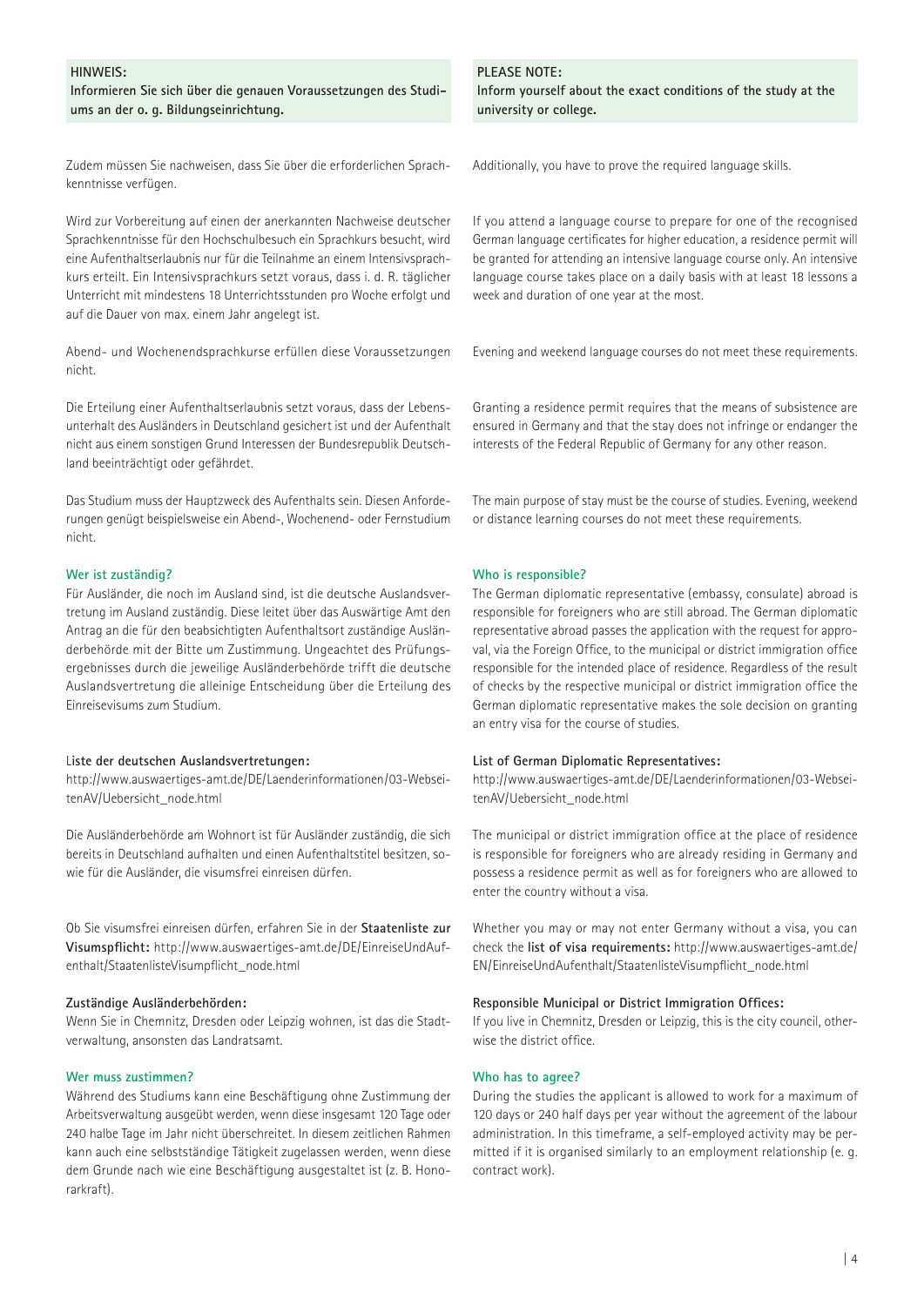**HINWEIS:**
**Informieren Sie sich über die genauen Voraussetzungen des Studiums an der o. g. Bildungseinrichtung.**

Zudem müssen Sie nachweisen, dass Sie über die erforderlichen Sprachkenntnisse verfügen.

Wird zur Vorbereitung auf einen der anerkannten Nachweise deutscher Sprachkenntnisse für den Hochschulbesuch ein Sprachkurs besucht, wird eine Aufenthaltserlaubnis nur für die Teilnahme an einem Intensivsprachkurs erteilt. Ein Intensivsprachkurs setzt voraus, dass i. d. R. täglicher Unterricht mit mindestens 18 Unterrichtsstunden pro Woche erfolgt und auf die Dauer von max. einem Jahr angelegt ist.

Abend- und Wochenendsprachkurse erfüllen diese Voraussetzungen nicht.

Die Erteilung einer Aufenthaltserlaubnis setzt voraus, dass der Lebensunterhalt des Ausländers in Deutschland gesichert ist und der Aufenthalt nicht aus einem sonstigen Grund Interessen der Bundesrepublik Deutschland beeinträchtigt oder gefährdet.

Das Studium muss der Hauptzweck des Aufenthalts sein. Diesen Anforderungen genügt beispielsweise ein Abend-, Wochenend- oder Fernstudium nicht.

### Wer ist zuständig?

Für Ausländer, die noch im Ausland sind, ist die deutsche Auslandsvertretung im Ausland zuständig. Diese leitet über das Auswärtige Amt den Antrag an die für den beabsichtigten Aufenthaltsort zuständige Ausländerbehörde mit der Bitte um Zustimmung. Ungeachtet des Prüfungsergebnisses durch die jeweilige Ausländerbehörde trifft die deutsche Auslandsvertretung die alleinige Entscheidung über die Erteilung des Einreisevisums zum Studium.

**Liste der deutschen Auslandsvertretungen:**
http://www.auswaertiges-amt.de/DE/Laenderinformationen/03-WebseitenAV/Uebersicht_node.html

Die Ausländerbehörde am Wohnort ist für Ausländer zuständig, die sich bereits in Deutschland aufhalten und einen Aufenthaltstitel besitzen, sowie für die Ausländer, die visumsfrei einreisen dürfen.

Ob Sie visumsfrei einreisen dürfen, erfahren Sie in der **Staatenliste zur Visumspflicht:** http://www.auswaertiges-amt.de/DE/EinreiseUndAufenthalt/StaatenlisteVisumpflicht_node.html

**Zuständige Ausländerbehörden:**
Wenn Sie in Chemnitz, Dresden oder Leipzig wohnen, ist das die Stadtverwaltung, ansonsten das Landratsamt.

### Wer muss zustimmen?

Während des Studiums kann eine Beschäftigung ohne Zustimmung der Arbeitsverwaltung ausgeübt werden, wenn diese insgesamt 120 Tage oder 240 halbe Tage im Jahr nicht überschreitet. In diesem zeitlichen Rahmen kann auch eine selbstständige Tätigkeit zugelassen werden, wenn diese dem Grunde nach wie eine Beschäftigung ausgestaltet ist (z. B. Honorarkraft).

---

**PLEASE NOTE:**
**Inform yourself about the exact conditions of the study at the university or college.**

Additionally, you have to prove the required language skills.

If you attend a language course to prepare for one of the recognised German language certificates for higher education, a residence permit will be granted for attending an intensive language course only. An intensive language course takes place on a daily basis with at least 18 lessons a week and duration of one year at the most.

Evening and weekend language courses do not meet these requirements.

Granting a residence permit requires that the means of subsistence are ensured in Germany and that the stay does not infringe or endanger the interests of the Federal Republic of Germany for any other reason.

The main purpose of stay must be the course of studies. Evening, weekend or distance learning courses do not meet these requirements.

### Who is responsible?

The German diplomatic representative (embassy, consulate) abroad is responsible for foreigners who are still abroad. The German diplomatic representative abroad passes the application with the request for approval, via the Foreign Office, to the municipal or district immigration office responsible for the intended place of residence. Regardless of the result of checks by the respective municipal or district immigration office the German diplomatic representative makes the sole decision on granting an entry visa for the course of studies.

**List of German Diplomatic Representatives:**
http://www.auswaertiges-amt.de/DE/Laenderinformationen/03-WebseitenAV/Uebersicht_node.html

The municipal or district immigration office at the place of residence is responsible for foreigners who are already residing in Germany and possess a residence permit as well as for foreigners who are allowed to enter the country without a visa.

Whether you may or may not enter Germany without a visa, you can check the **list of visa requirements:** http://www.auswaertiges-amt.de/EN/EinreiseUndAufenthalt/StaatenlisteVisumpflicht_node.html

**Responsible Municipal or District Immigration Offices:**
If you live in Chemnitz, Dresden or Leipzig, this is the city council, otherwise the district office.

### Who has to agree?

During the studies the applicant is allowed to work for a maximum of 120 days or 240 half days per year without the agreement of the labour administration. In this timeframe, a self-employed activity may be permitted if it is organised similarly to an employment relationship (e. g. contract work).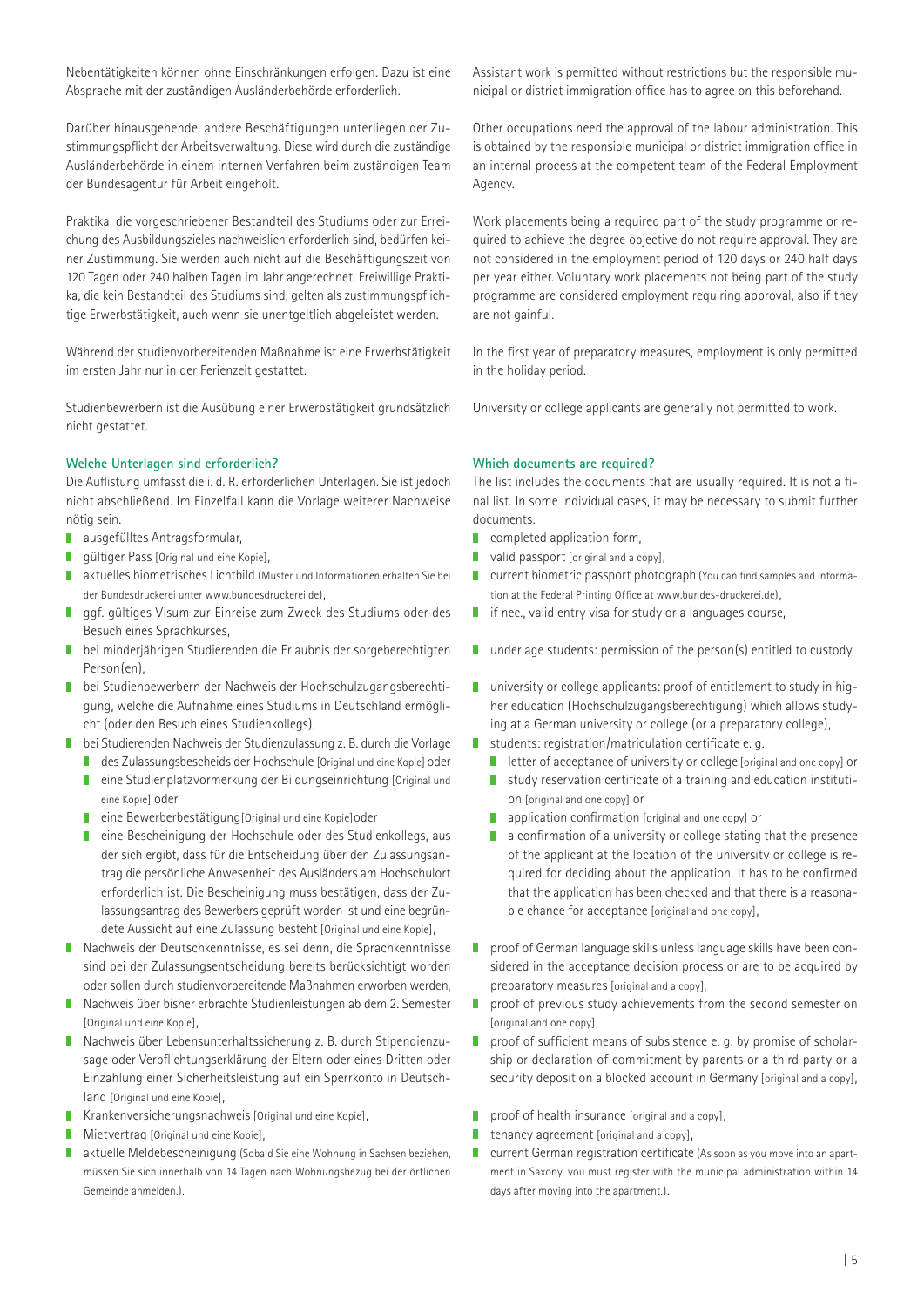Nebentätigkeiten können ohne Einschränkungen erfolgen. Dazu ist eine Absprache mit der zuständigen Ausländerbehörde erforderlich.

Darüber hinausgehende, andere Beschäftigungen unterliegen der Zustimmungspflicht der Arbeitsverwaltung. Diese wird durch die zuständige Ausländerbehörde in einem internen Verfahren beim zuständigen Team der Bundesagentur für Arbeit eingeholt.

Praktika, die vorgeschriebener Bestandteil des Studiums oder zur Erreichung des Ausbildungszieles nachweislich erforderlich sind, bedürfen keiner Zustimmung. Sie werden auch nicht auf die Beschäftigungszeit von 120 Tagen oder 240 halben Tagen im Jahr angerechnet. Freiwillige Praktika, die kein Bestandteil des Studiums sind, gelten als zustimmungspflichtige Erwerbstätigkeit, auch wenn sie unentgeltlich abgeleistet werden.

Während der studienvorbereitenden Maßnahme ist eine Erwerbstätigkeit im ersten Jahr nur in der Ferienzeit gestattet.

Studienbewerbern ist die Ausübung einer Erwerbstätigkeit grundsätzlich nicht gestattet.

### Welche Unterlagen sind erforderlich?

Die Auflistung umfasst die i. d. R. erforderlichen Unterlagen. Sie ist jedoch nicht abschließend. Im Einzelfall kann die Vorlage weiterer Nachweise nötig sein.

- ausgefülltes Antragsformular,
- gültiger Pass [Original und eine Kopie],
- aktuelles biometrisches Lichtbild (Muster und Informationen erhalten Sie bei der Bundesdruckerei unter www.bundesdruckerei.de),
- ggf. gültiges Visum zur Einreise zum Zweck des Studiums oder des Besuch eines Sprachkurses,
- bei minderjährigen Studierenden die Erlaubnis der sorgeberechtigten Person(en),
- bei Studienbewerbern der Nachweis der Hochschulzugangsberechtigung, welche die Aufnahme eines Studiums in Deutschland ermöglicht (oder den Besuch eines Studienkollegs),
- bei Studierenden Nachweis der Studienzulassung z. B. durch die Vorlage
  - des Zulassungsbescheids der Hochschule [Original und eine Kopie] oder
  - eine Studienplatzvormerkung der Bildungseinrichtung [Original und eine Kopie] oder
  - eine Bewerberbestätigung[Original und eine Kopie]oder
  - eine Bescheinigung der Hochschule oder des Studienkollegs, aus der sich ergibt, dass für die Entscheidung über den Zulassungsantrag die persönliche Anwesenheit des Ausländers am Hochschulort erforderlich ist. Die Bescheinigung muss bestätigen, dass der Zulassungsantrag des Bewerbers geprüft worden ist und eine begründete Aussicht auf eine Zulassung besteht [Original und eine Kopie],
- Nachweis der Deutschkenntnisse, es sei denn, die Sprachkenntnisse sind bei der Zulassungsentscheidung bereits berücksichtigt worden oder sollen durch studienvorbereitende Maßnahmen erworben werden,
- Nachweis über bisher erbrachte Studienleistungen ab dem 2. Semester [Original und eine Kopie],
- Nachweis über Lebensunterhaltssicherung z. B. durch Stipendienzusage oder Verpflichtungserklärung der Eltern oder eines Dritten oder Einzahlung einer Sicherheitsleistung auf ein Sperrkonto in Deutschland [Original und eine Kopie],
- Krankenversicherungsnachweis [Original und eine Kopie],
- Mietvertrag [Original und eine Kopie],
- aktuelle Meldebescheinigung (Sobald Sie eine Wohnung in Sachsen beziehen, müssen Sie sich innerhalb von 14 Tagen nach Wohnungsbezug bei der örtlichen Gemeinde anmelden.).

Assistant work is permitted without restrictions but the responsible municipal or district immigration office has to agree on this beforehand.

Other occupations need the approval of the labour administration. This is obtained by the responsible municipal or district immigration office in an internal process at the competent team of the Federal Employment Agency.

Work placements being a required part of the study programme or required to achieve the degree objective do not require approval. They are not considered in the employment period of 120 days or 240 half days per year either. Voluntary work placements not being part of the study programme are considered employment requiring approval, also if they are not gainful.

In the first year of preparatory measures, employment is only permitted in the holiday period.

University or college applicants are generally not permitted to work.

### Which documents are required?

The list includes the documents that are usually required. It is not a final list. In some individual cases, it may be necessary to submit further documents.

- completed application form,
- valid passport [original and a copy],
- current biometric passport photograph (You can find samples and information at the Federal Printing Office at www.bundes-druckerei.de),
- if nec., valid entry visa for study or a languages course,
- under age students: permission of the person(s) entitled to custody,
- university or college applicants: proof of entitlement to study in higher education (Hochschulzugangsberechtigung) which allows studying at a German university or college (or a preparatory college),
- students: registration/matriculation certificate e. g.
  - letter of acceptance of university or college [original and one copy] or
  - study reservation certificate of a training and education institution [original and one copy] or
  - application confirmation [original and one copy] or
  - a confirmation of a university or college stating that the presence of the applicant at the location of the university or college is required for deciding about the application. It has to be confirmed that the application has been checked and that there is a reasonable chance for acceptance [original and one copy],
- proof of German language skills unless language skills have been considered in the acceptance decision process or are to be acquired by preparatory measures [original and a copy],
- proof of previous study achievements from the second semester on [original and one copy],
- proof of sufficient means of subsistence e. g. by promise of scholarship or declaration of commitment by parents or a third party or a security deposit on a blocked account in Germany [original and a copy],
- proof of health insurance [original and a copy],
- tenancy agreement [original and a copy],
- current German registration certificate (As soon as you move into an apartment in Saxony, you must register with the municipal administration within 14 days after moving into the apartment.).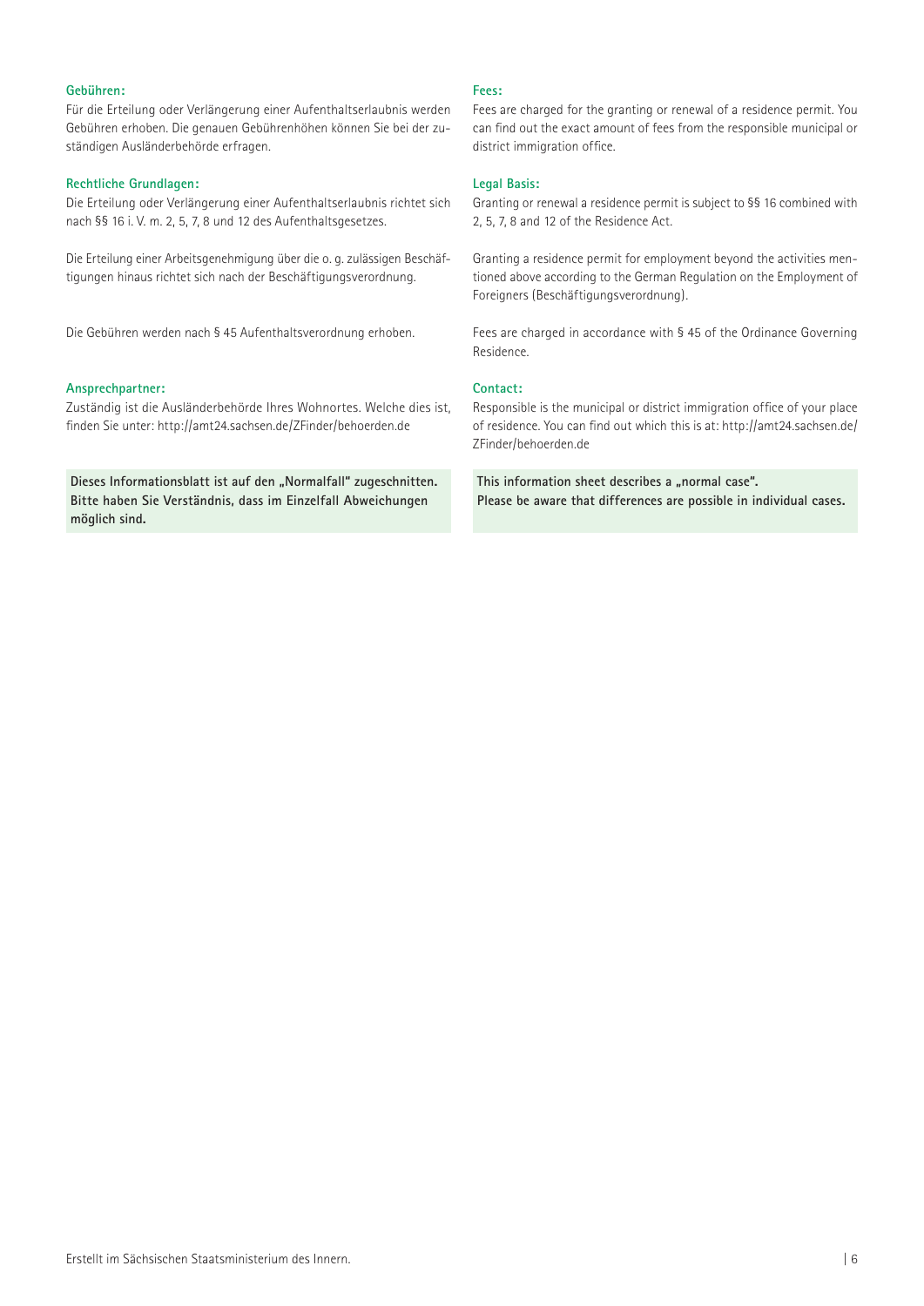**Gebühren:**
Für die Erteilung oder Verlängerung einer Aufenthaltserlaubnis werden Gebühren erhoben. Die genauen Gebührenhöhen können Sie bei der zuständigen Ausländerbehörde erfragen.

**Rechtliche Grundlagen:**
Die Erteilung oder Verlängerung einer Aufenthaltserlaubnis richtet sich nach §§ 16 i. V. m. 2, 5, 7, 8 und 12 des Aufenthaltsgesetzes.

Die Erteilung einer Arbeitsgenehmigung über die o. g. zulässigen Beschäftigungen hinaus richtet sich nach der Beschäftigungsverordnung.

Die Gebühren werden nach § 45 Aufenthaltsverordnung erhoben.

**Ansprechpartner:**
Zuständig ist die Ausländerbehörde Ihres Wohnortes. Welche dies ist, finden Sie unter: http://amt24.sachsen.de/ZFinder/behoerden.de

**Dieses Informationsblatt ist auf den „Normalfall" zugeschnitten. Bitte haben Sie Verständnis, dass im Einzelfall Abweichungen möglich sind.**

**Fees:**
Fees are charged for the granting or renewal of a residence permit. You can find out the exact amount of fees from the responsible municipal or district immigration office.

**Legal Basis:**
Granting or renewal a residence permit is subject to §§ 16 combined with 2, 5, 7, 8 and 12 of the Residence Act.

Granting a residence permit for employment beyond the activities mentioned above according to the German Regulation on the Employment of Foreigners (Beschäftigungsverordnung).

Fees are charged in accordance with § 45 of the Ordinance Governing Residence.

**Contact:**
Responsible is the municipal or district immigration office of your place of residence. You can find out which this is at: http://amt24.sachsen.de/ZFinder/behoerden.de

**This information sheet describes a „normal case". Please be aware that differences are possible in individual cases.**

Erstellt im Sächsischen Staatsministerium des Innern.